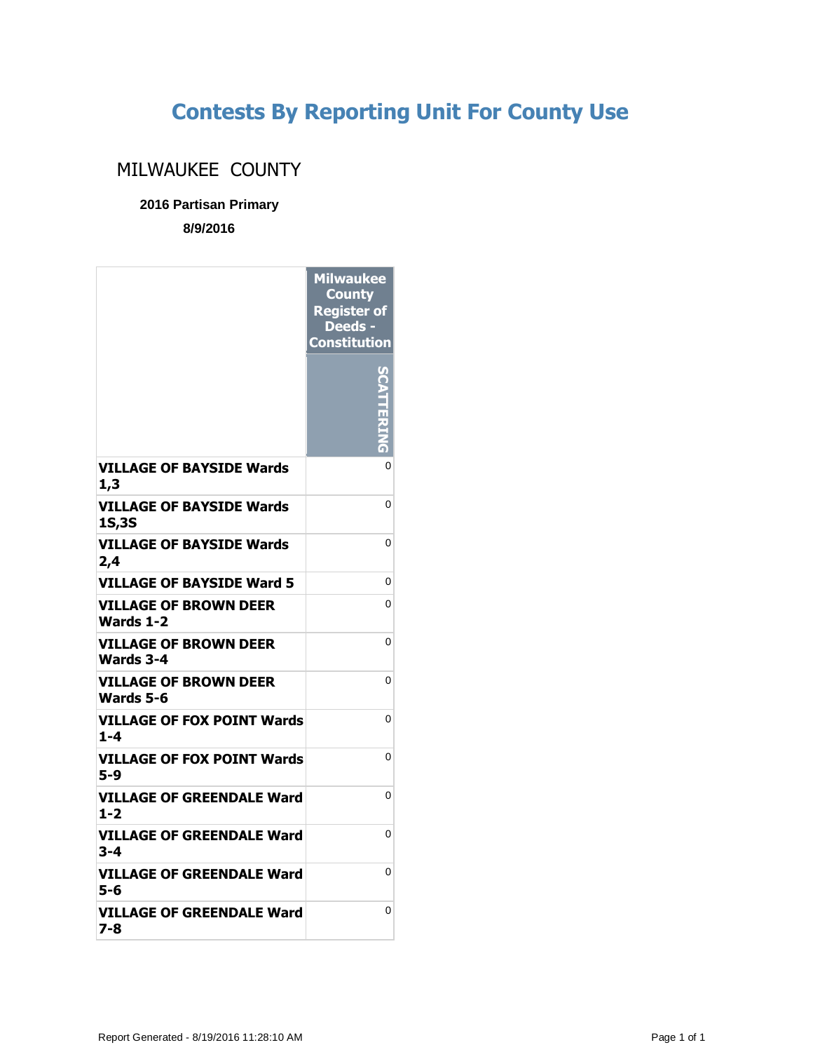# Contests By Reporting Unit For County Use

## MILWAUKEE COUNTY

**2016 Partisan Primary**

**8/9/2016**

| | Milwaukee County Register of Deeds - Constitution |
|---|---|
| | SCATTERING |
| **VILLAGE OF BAYSIDE Wards 1,3** | 0 |
| **VILLAGE OF BAYSIDE Wards 1S,3S** | 0 |
| **VILLAGE OF BAYSIDE Wards 2,4** | 0 |
| **VILLAGE OF BAYSIDE Ward 5** | 0 |
| **VILLAGE OF BROWN DEER Wards 1-2** | 0 |
| **VILLAGE OF BROWN DEER Wards 3-4** | 0 |
| **VILLAGE OF BROWN DEER Wards 5-6** | 0 |
| **VILLAGE OF FOX POINT Wards 1-4** | 0 |
| **VILLAGE OF FOX POINT Wards 5-9** | 0 |
| **VILLAGE OF GREENDALE Ward 1-2** | 0 |
| **VILLAGE OF GREENDALE Ward 3-4** | 0 |
| **VILLAGE OF GREENDALE Ward 5-6** | 0 |
| **VILLAGE OF GREENDALE Ward 7-8** | 0 |

Report Generated - 8/19/2016 11:28:10 AM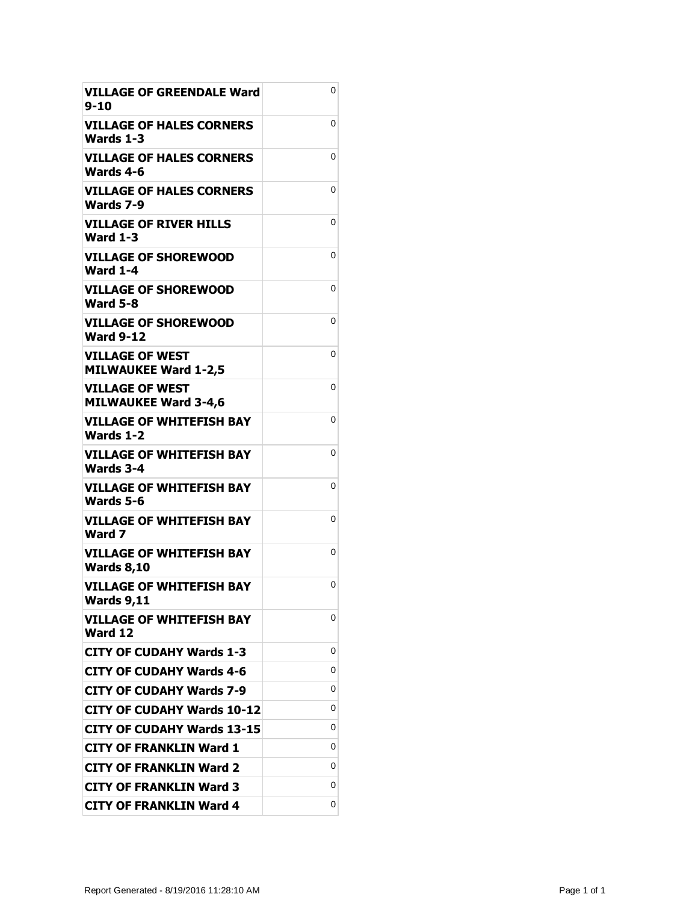| | |
|---|---|
| **VILLAGE OF GREENDALE Ward 9-10** | 0 |
| **VILLAGE OF HALES CORNERS Wards 1-3** | 0 |
| **VILLAGE OF HALES CORNERS Wards 4-6** | 0 |
| **VILLAGE OF HALES CORNERS Wards 7-9** | 0 |
| **VILLAGE OF RIVER HILLS Ward 1-3** | 0 |
| **VILLAGE OF SHOREWOOD Ward 1-4** | 0 |
| **VILLAGE OF SHOREWOOD Ward 5-8** | 0 |
| **VILLAGE OF SHOREWOOD Ward 9-12** | 0 |
| **VILLAGE OF WEST MILWAUKEE Ward 1-2,5** | 0 |
| **VILLAGE OF WEST MILWAUKEE Ward 3-4,6** | 0 |
| **VILLAGE OF WHITEFISH BAY Wards 1-2** | 0 |
| **VILLAGE OF WHITEFISH BAY Wards 3-4** | 0 |
| **VILLAGE OF WHITEFISH BAY Wards 5-6** | 0 |
| **VILLAGE OF WHITEFISH BAY Ward 7** | 0 |
| **VILLAGE OF WHITEFISH BAY Wards 8,10** | 0 |
| **VILLAGE OF WHITEFISH BAY Wards 9,11** | 0 |
| **VILLAGE OF WHITEFISH BAY Ward 12** | 0 |
| **CITY OF CUDAHY Wards 1-3** | 0 |
| **CITY OF CUDAHY Wards 4-6** | 0 |
| **CITY OF CUDAHY Wards 7-9** | 0 |
| **CITY OF CUDAHY Wards 10-12** | 0 |
| **CITY OF CUDAHY Wards 13-15** | 0 |
| **CITY OF FRANKLIN Ward 1** | 0 |
| **CITY OF FRANKLIN Ward 2** | 0 |
| **CITY OF FRANKLIN Ward 3** | 0 |
| **CITY OF FRANKLIN Ward 4** | 0 |

Report Generated - 8/19/2016 11:28:10 AM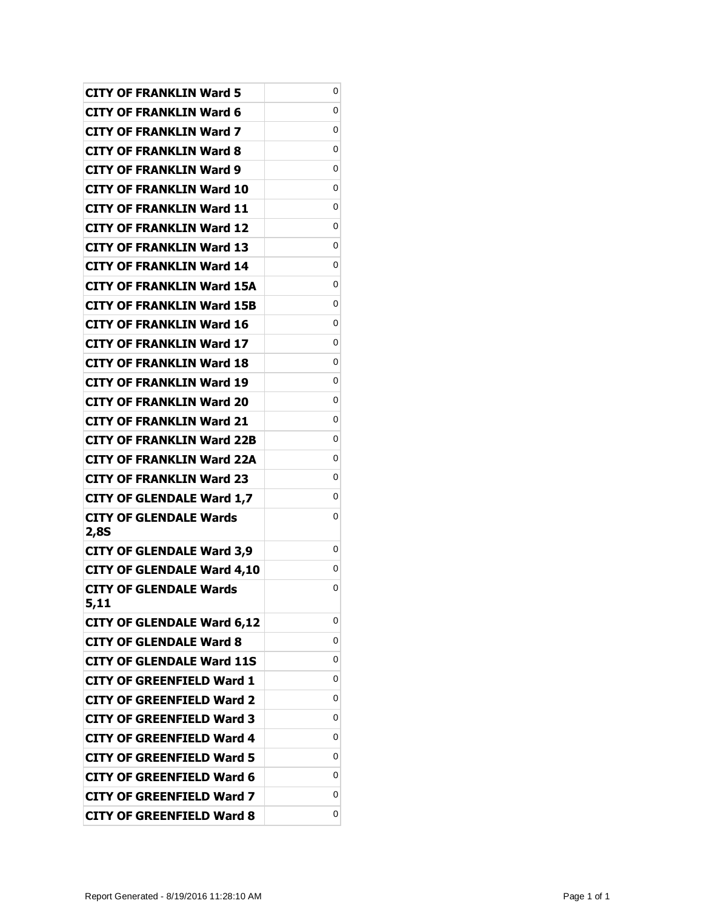| | |
|---|---|
| **CITY OF FRANKLIN Ward 5** | 0 |
| **CITY OF FRANKLIN Ward 6** | 0 |
| **CITY OF FRANKLIN Ward 7** | 0 |
| **CITY OF FRANKLIN Ward 8** | 0 |
| **CITY OF FRANKLIN Ward 9** | 0 |
| **CITY OF FRANKLIN Ward 10** | 0 |
| **CITY OF FRANKLIN Ward 11** | 0 |
| **CITY OF FRANKLIN Ward 12** | 0 |
| **CITY OF FRANKLIN Ward 13** | 0 |
| **CITY OF FRANKLIN Ward 14** | 0 |
| **CITY OF FRANKLIN Ward 15A** | 0 |
| **CITY OF FRANKLIN Ward 15B** | 0 |
| **CITY OF FRANKLIN Ward 16** | 0 |
| **CITY OF FRANKLIN Ward 17** | 0 |
| **CITY OF FRANKLIN Ward 18** | 0 |
| **CITY OF FRANKLIN Ward 19** | 0 |
| **CITY OF FRANKLIN Ward 20** | 0 |
| **CITY OF FRANKLIN Ward 21** | 0 |
| **CITY OF FRANKLIN Ward 22B** | 0 |
| **CITY OF FRANKLIN Ward 22A** | 0 |
| **CITY OF FRANKLIN Ward 23** | 0 |
| **CITY OF GLENDALE Ward 1,7** | 0 |
| **CITY OF GLENDALE Wards 2,8S** | 0 |
| **CITY OF GLENDALE Ward 3,9** | 0 |
| **CITY OF GLENDALE Ward 4,10** | 0 |
| **CITY OF GLENDALE Wards 5,11** | 0 |
| **CITY OF GLENDALE Ward 6,12** | 0 |
| **CITY OF GLENDALE Ward 8** | 0 |
| **CITY OF GLENDALE Ward 11S** | 0 |
| **CITY OF GREENFIELD Ward 1** | 0 |
| **CITY OF GREENFIELD Ward 2** | 0 |
| **CITY OF GREENFIELD Ward 3** | 0 |
| **CITY OF GREENFIELD Ward 4** | 0 |
| **CITY OF GREENFIELD Ward 5** | 0 |
| **CITY OF GREENFIELD Ward 6** | 0 |
| **CITY OF GREENFIELD Ward 7** | 0 |
| **CITY OF GREENFIELD Ward 8** | 0 |

Report Generated - 8/19/2016 11:28:10 AM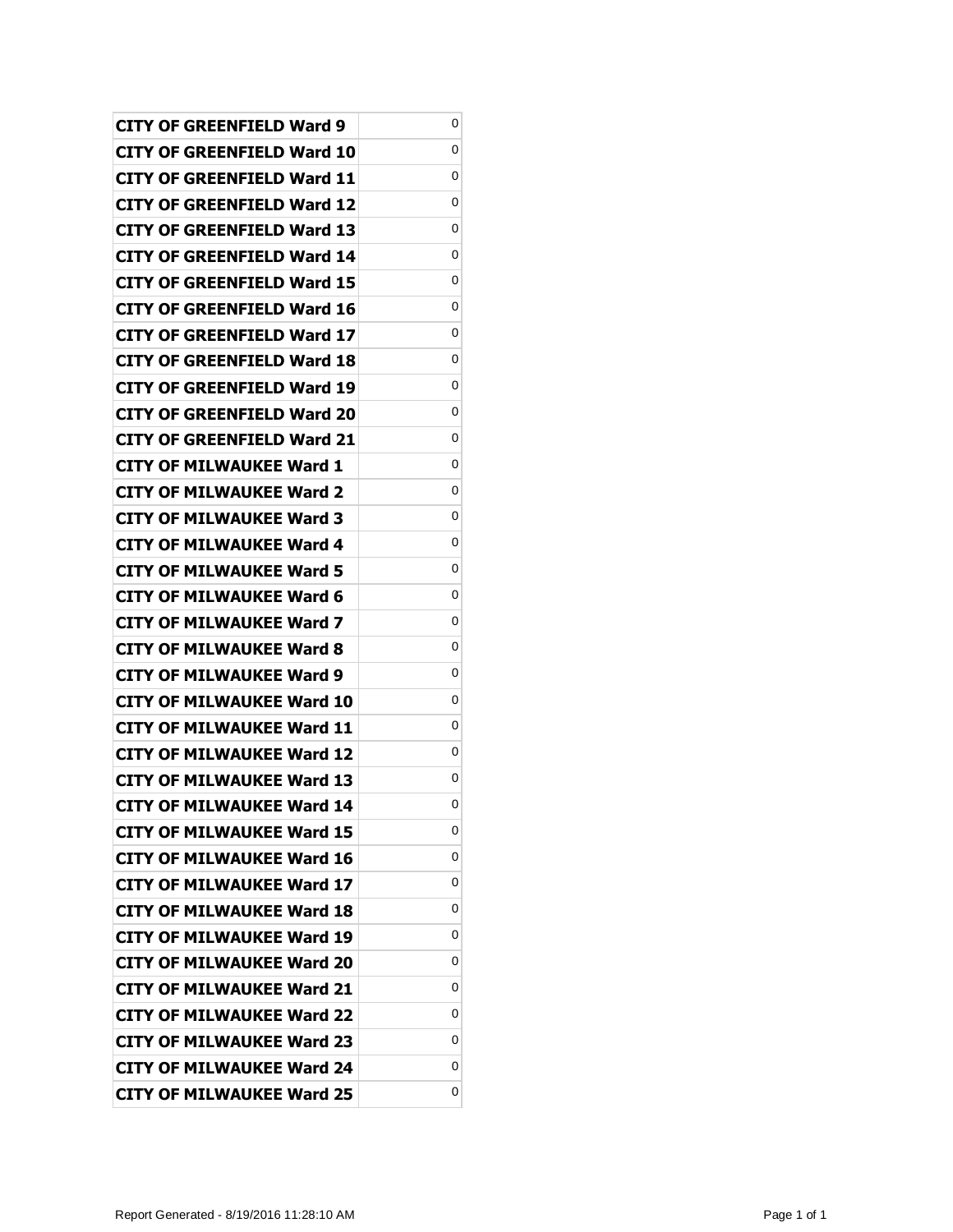| | |
|---|---|
| **CITY OF GREENFIELD Ward 9** | 0 |
| **CITY OF GREENFIELD Ward 10** | 0 |
| **CITY OF GREENFIELD Ward 11** | 0 |
| **CITY OF GREENFIELD Ward 12** | 0 |
| **CITY OF GREENFIELD Ward 13** | 0 |
| **CITY OF GREENFIELD Ward 14** | 0 |
| **CITY OF GREENFIELD Ward 15** | 0 |
| **CITY OF GREENFIELD Ward 16** | 0 |
| **CITY OF GREENFIELD Ward 17** | 0 |
| **CITY OF GREENFIELD Ward 18** | 0 |
| **CITY OF GREENFIELD Ward 19** | 0 |
| **CITY OF GREENFIELD Ward 20** | 0 |
| **CITY OF GREENFIELD Ward 21** | 0 |
| **CITY OF MILWAUKEE Ward 1** | 0 |
| **CITY OF MILWAUKEE Ward 2** | 0 |
| **CITY OF MILWAUKEE Ward 3** | 0 |
| **CITY OF MILWAUKEE Ward 4** | 0 |
| **CITY OF MILWAUKEE Ward 5** | 0 |
| **CITY OF MILWAUKEE Ward 6** | 0 |
| **CITY OF MILWAUKEE Ward 7** | 0 |
| **CITY OF MILWAUKEE Ward 8** | 0 |
| **CITY OF MILWAUKEE Ward 9** | 0 |
| **CITY OF MILWAUKEE Ward 10** | 0 |
| **CITY OF MILWAUKEE Ward 11** | 0 |
| **CITY OF MILWAUKEE Ward 12** | 0 |
| **CITY OF MILWAUKEE Ward 13** | 0 |
| **CITY OF MILWAUKEE Ward 14** | 0 |
| **CITY OF MILWAUKEE Ward 15** | 0 |
| **CITY OF MILWAUKEE Ward 16** | 0 |
| **CITY OF MILWAUKEE Ward 17** | 0 |
| **CITY OF MILWAUKEE Ward 18** | 0 |
| **CITY OF MILWAUKEE Ward 19** | 0 |
| **CITY OF MILWAUKEE Ward 20** | 0 |
| **CITY OF MILWAUKEE Ward 21** | 0 |
| **CITY OF MILWAUKEE Ward 22** | 0 |
| **CITY OF MILWAUKEE Ward 23** | 0 |
| **CITY OF MILWAUKEE Ward 24** | 0 |
| **CITY OF MILWAUKEE Ward 25** | 0 |

Report Generated - 8/19/2016 11:28:10 AM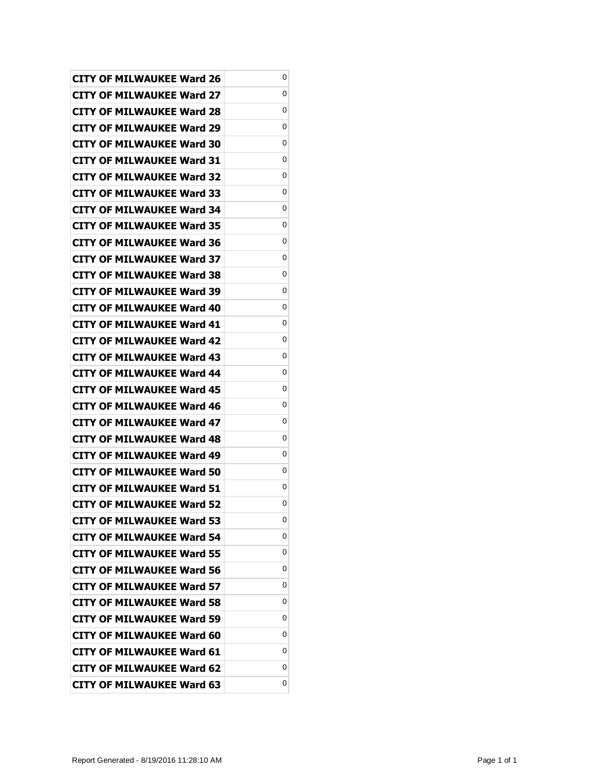| CITY OF MILWAUKEE Ward 26 | 0 |
|---|---|
| CITY OF MILWAUKEE Ward 27 | 0 |
| CITY OF MILWAUKEE Ward 28 | 0 |
| CITY OF MILWAUKEE Ward 29 | 0 |
| CITY OF MILWAUKEE Ward 30 | 0 |
| CITY OF MILWAUKEE Ward 31 | 0 |
| CITY OF MILWAUKEE Ward 32 | 0 |
| CITY OF MILWAUKEE Ward 33 | 0 |
| CITY OF MILWAUKEE Ward 34 | 0 |
| CITY OF MILWAUKEE Ward 35 | 0 |
| CITY OF MILWAUKEE Ward 36 | 0 |
| CITY OF MILWAUKEE Ward 37 | 0 |
| CITY OF MILWAUKEE Ward 38 | 0 |
| CITY OF MILWAUKEE Ward 39 | 0 |
| CITY OF MILWAUKEE Ward 40 | 0 |
| CITY OF MILWAUKEE Ward 41 | 0 |
| CITY OF MILWAUKEE Ward 42 | 0 |
| CITY OF MILWAUKEE Ward 43 | 0 |
| CITY OF MILWAUKEE Ward 44 | 0 |
| CITY OF MILWAUKEE Ward 45 | 0 |
| CITY OF MILWAUKEE Ward 46 | 0 |
| CITY OF MILWAUKEE Ward 47 | 0 |
| CITY OF MILWAUKEE Ward 48 | 0 |
| CITY OF MILWAUKEE Ward 49 | 0 |
| CITY OF MILWAUKEE Ward 50 | 0 |
| CITY OF MILWAUKEE Ward 51 | 0 |
| CITY OF MILWAUKEE Ward 52 | 0 |
| CITY OF MILWAUKEE Ward 53 | 0 |
| CITY OF MILWAUKEE Ward 54 | 0 |
| CITY OF MILWAUKEE Ward 55 | 0 |
| CITY OF MILWAUKEE Ward 56 | 0 |
| CITY OF MILWAUKEE Ward 57 | 0 |
| CITY OF MILWAUKEE Ward 58 | 0 |
| CITY OF MILWAUKEE Ward 59 | 0 |
| CITY OF MILWAUKEE Ward 60 | 0 |
| CITY OF MILWAUKEE Ward 61 | 0 |
| CITY OF MILWAUKEE Ward 62 | 0 |
| CITY OF MILWAUKEE Ward 63 | 0 |

Report Generated - 8/19/2016 11:28:10 AM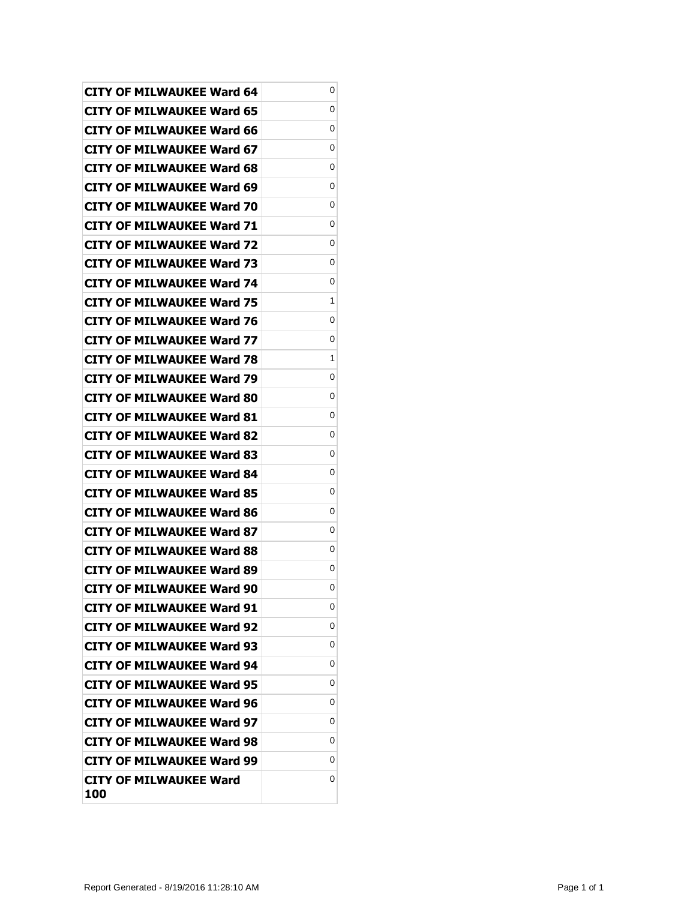| | |
|---|---|
| CITY OF MILWAUKEE Ward 64 | 0 |
| CITY OF MILWAUKEE Ward 65 | 0 |
| CITY OF MILWAUKEE Ward 66 | 0 |
| CITY OF MILWAUKEE Ward 67 | 0 |
| CITY OF MILWAUKEE Ward 68 | 0 |
| CITY OF MILWAUKEE Ward 69 | 0 |
| CITY OF MILWAUKEE Ward 70 | 0 |
| CITY OF MILWAUKEE Ward 71 | 0 |
| CITY OF MILWAUKEE Ward 72 | 0 |
| CITY OF MILWAUKEE Ward 73 | 0 |
| CITY OF MILWAUKEE Ward 74 | 0 |
| CITY OF MILWAUKEE Ward 75 | 1 |
| CITY OF MILWAUKEE Ward 76 | 0 |
| CITY OF MILWAUKEE Ward 77 | 0 |
| CITY OF MILWAUKEE Ward 78 | 1 |
| CITY OF MILWAUKEE Ward 79 | 0 |
| CITY OF MILWAUKEE Ward 80 | 0 |
| CITY OF MILWAUKEE Ward 81 | 0 |
| CITY OF MILWAUKEE Ward 82 | 0 |
| CITY OF MILWAUKEE Ward 83 | 0 |
| CITY OF MILWAUKEE Ward 84 | 0 |
| CITY OF MILWAUKEE Ward 85 | 0 |
| CITY OF MILWAUKEE Ward 86 | 0 |
| CITY OF MILWAUKEE Ward 87 | 0 |
| CITY OF MILWAUKEE Ward 88 | 0 |
| CITY OF MILWAUKEE Ward 89 | 0 |
| CITY OF MILWAUKEE Ward 90 | 0 |
| CITY OF MILWAUKEE Ward 91 | 0 |
| CITY OF MILWAUKEE Ward 92 | 0 |
| CITY OF MILWAUKEE Ward 93 | 0 |
| CITY OF MILWAUKEE Ward 94 | 0 |
| CITY OF MILWAUKEE Ward 95 | 0 |
| CITY OF MILWAUKEE Ward 96 | 0 |
| CITY OF MILWAUKEE Ward 97 | 0 |
| CITY OF MILWAUKEE Ward 98 | 0 |
| CITY OF MILWAUKEE Ward 99 | 0 |
| CITY OF MILWAUKEE Ward 100 | 0 |

Report Generated - 8/19/2016 11:28:10 AM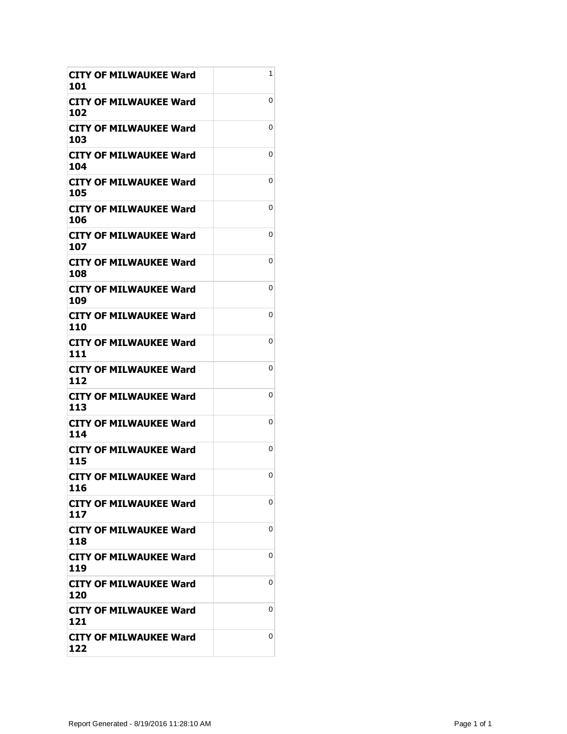| | |
|---|---|
| **CITY OF MILWAUKEE Ward 101** | 1 |
| **CITY OF MILWAUKEE Ward 102** | 0 |
| **CITY OF MILWAUKEE Ward 103** | 0 |
| **CITY OF MILWAUKEE Ward 104** | 0 |
| **CITY OF MILWAUKEE Ward 105** | 0 |
| **CITY OF MILWAUKEE Ward 106** | 0 |
| **CITY OF MILWAUKEE Ward 107** | 0 |
| **CITY OF MILWAUKEE Ward 108** | 0 |
| **CITY OF MILWAUKEE Ward 109** | 0 |
| **CITY OF MILWAUKEE Ward 110** | 0 |
| **CITY OF MILWAUKEE Ward 111** | 0 |
| **CITY OF MILWAUKEE Ward 112** | 0 |
| **CITY OF MILWAUKEE Ward 113** | 0 |
| **CITY OF MILWAUKEE Ward 114** | 0 |
| **CITY OF MILWAUKEE Ward 115** | 0 |
| **CITY OF MILWAUKEE Ward 116** | 0 |
| **CITY OF MILWAUKEE Ward 117** | 0 |
| **CITY OF MILWAUKEE Ward 118** | 0 |
| **CITY OF MILWAUKEE Ward 119** | 0 |
| **CITY OF MILWAUKEE Ward 120** | 0 |
| **CITY OF MILWAUKEE Ward 121** | 0 |
| **CITY OF MILWAUKEE Ward 122** | 0 |

Report Generated - 8/19/2016 11:28:10 AM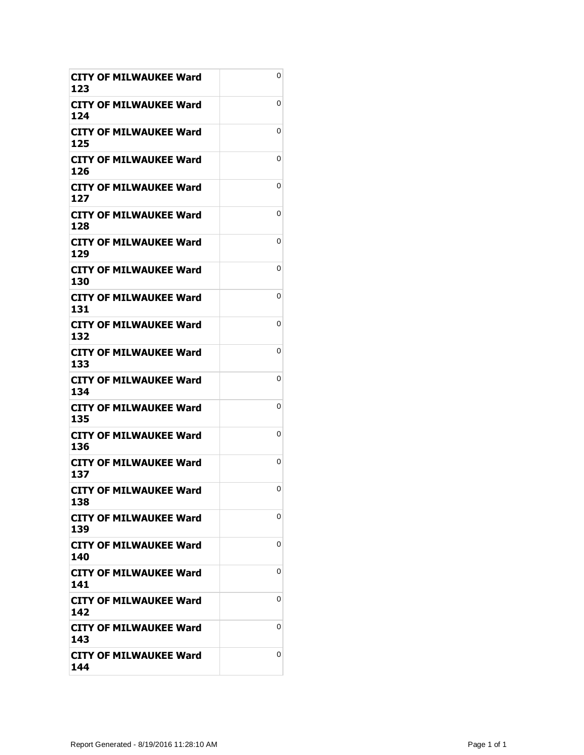| | |
|---|---|
| **CITY OF MILWAUKEE Ward 123** | 0 |
| **CITY OF MILWAUKEE Ward 124** | 0 |
| **CITY OF MILWAUKEE Ward 125** | 0 |
| **CITY OF MILWAUKEE Ward 126** | 0 |
| **CITY OF MILWAUKEE Ward 127** | 0 |
| **CITY OF MILWAUKEE Ward 128** | 0 |
| **CITY OF MILWAUKEE Ward 129** | 0 |
| **CITY OF MILWAUKEE Ward 130** | 0 |
| **CITY OF MILWAUKEE Ward 131** | 0 |
| **CITY OF MILWAUKEE Ward 132** | 0 |
| **CITY OF MILWAUKEE Ward 133** | 0 |
| **CITY OF MILWAUKEE Ward 134** | 0 |
| **CITY OF MILWAUKEE Ward 135** | 0 |
| **CITY OF MILWAUKEE Ward 136** | 0 |
| **CITY OF MILWAUKEE Ward 137** | 0 |
| **CITY OF MILWAUKEE Ward 138** | 0 |
| **CITY OF MILWAUKEE Ward 139** | 0 |
| **CITY OF MILWAUKEE Ward 140** | 0 |
| **CITY OF MILWAUKEE Ward 141** | 0 |
| **CITY OF MILWAUKEE Ward 142** | 0 |
| **CITY OF MILWAUKEE Ward 143** | 0 |
| **CITY OF MILWAUKEE Ward 144** | 0 |

Report Generated - 8/19/2016 11:28:10 AM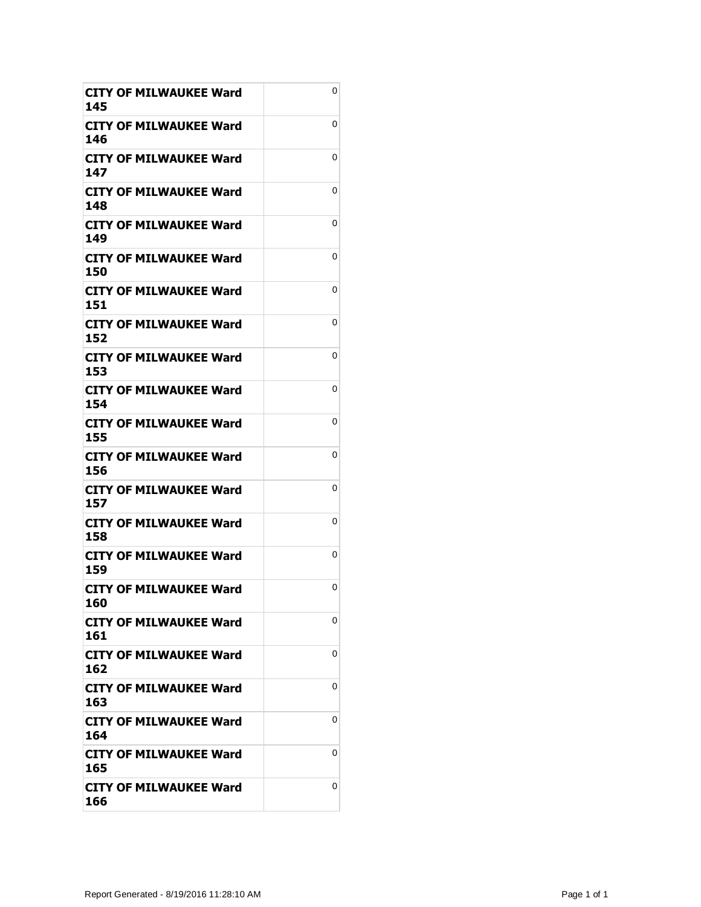| | |
|---|---|
| **CITY OF MILWAUKEE Ward 145** | 0 |
| **CITY OF MILWAUKEE Ward 146** | 0 |
| **CITY OF MILWAUKEE Ward 147** | 0 |
| **CITY OF MILWAUKEE Ward 148** | 0 |
| **CITY OF MILWAUKEE Ward 149** | 0 |
| **CITY OF MILWAUKEE Ward 150** | 0 |
| **CITY OF MILWAUKEE Ward 151** | 0 |
| **CITY OF MILWAUKEE Ward 152** | 0 |
| **CITY OF MILWAUKEE Ward 153** | 0 |
| **CITY OF MILWAUKEE Ward 154** | 0 |
| **CITY OF MILWAUKEE Ward 155** | 0 |
| **CITY OF MILWAUKEE Ward 156** | 0 |
| **CITY OF MILWAUKEE Ward 157** | 0 |
| **CITY OF MILWAUKEE Ward 158** | 0 |
| **CITY OF MILWAUKEE Ward 159** | 0 |
| **CITY OF MILWAUKEE Ward 160** | 0 |
| **CITY OF MILWAUKEE Ward 161** | 0 |
| **CITY OF MILWAUKEE Ward 162** | 0 |
| **CITY OF MILWAUKEE Ward 163** | 0 |
| **CITY OF MILWAUKEE Ward 164** | 0 |
| **CITY OF MILWAUKEE Ward 165** | 0 |
| **CITY OF MILWAUKEE Ward 166** | 0 |

Report Generated - 8/19/2016 11:28:10 AM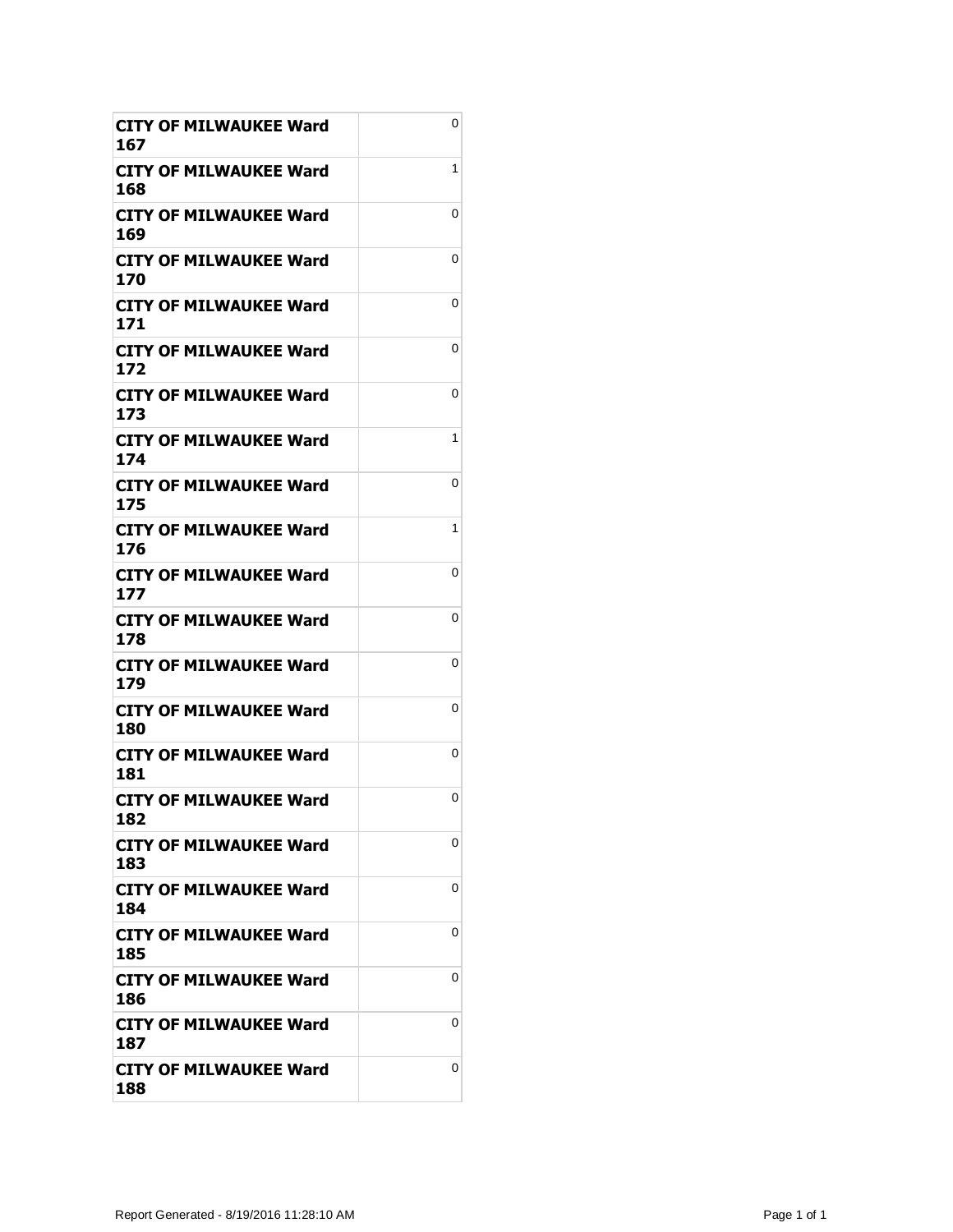| | |
|---|---|
| **CITY OF MILWAUKEE Ward 167** | 0 |
| **CITY OF MILWAUKEE Ward 168** | 1 |
| **CITY OF MILWAUKEE Ward 169** | 0 |
| **CITY OF MILWAUKEE Ward 170** | 0 |
| **CITY OF MILWAUKEE Ward 171** | 0 |
| **CITY OF MILWAUKEE Ward 172** | 0 |
| **CITY OF MILWAUKEE Ward 173** | 0 |
| **CITY OF MILWAUKEE Ward 174** | 1 |
| **CITY OF MILWAUKEE Ward 175** | 0 |
| **CITY OF MILWAUKEE Ward 176** | 1 |
| **CITY OF MILWAUKEE Ward 177** | 0 |
| **CITY OF MILWAUKEE Ward 178** | 0 |
| **CITY OF MILWAUKEE Ward 179** | 0 |
| **CITY OF MILWAUKEE Ward 180** | 0 |
| **CITY OF MILWAUKEE Ward 181** | 0 |
| **CITY OF MILWAUKEE Ward 182** | 0 |
| **CITY OF MILWAUKEE Ward 183** | 0 |
| **CITY OF MILWAUKEE Ward 184** | 0 |
| **CITY OF MILWAUKEE Ward 185** | 0 |
| **CITY OF MILWAUKEE Ward 186** | 0 |
| **CITY OF MILWAUKEE Ward 187** | 0 |
| **CITY OF MILWAUKEE Ward 188** | 0 |

Report Generated - 8/19/2016 11:28:10 AM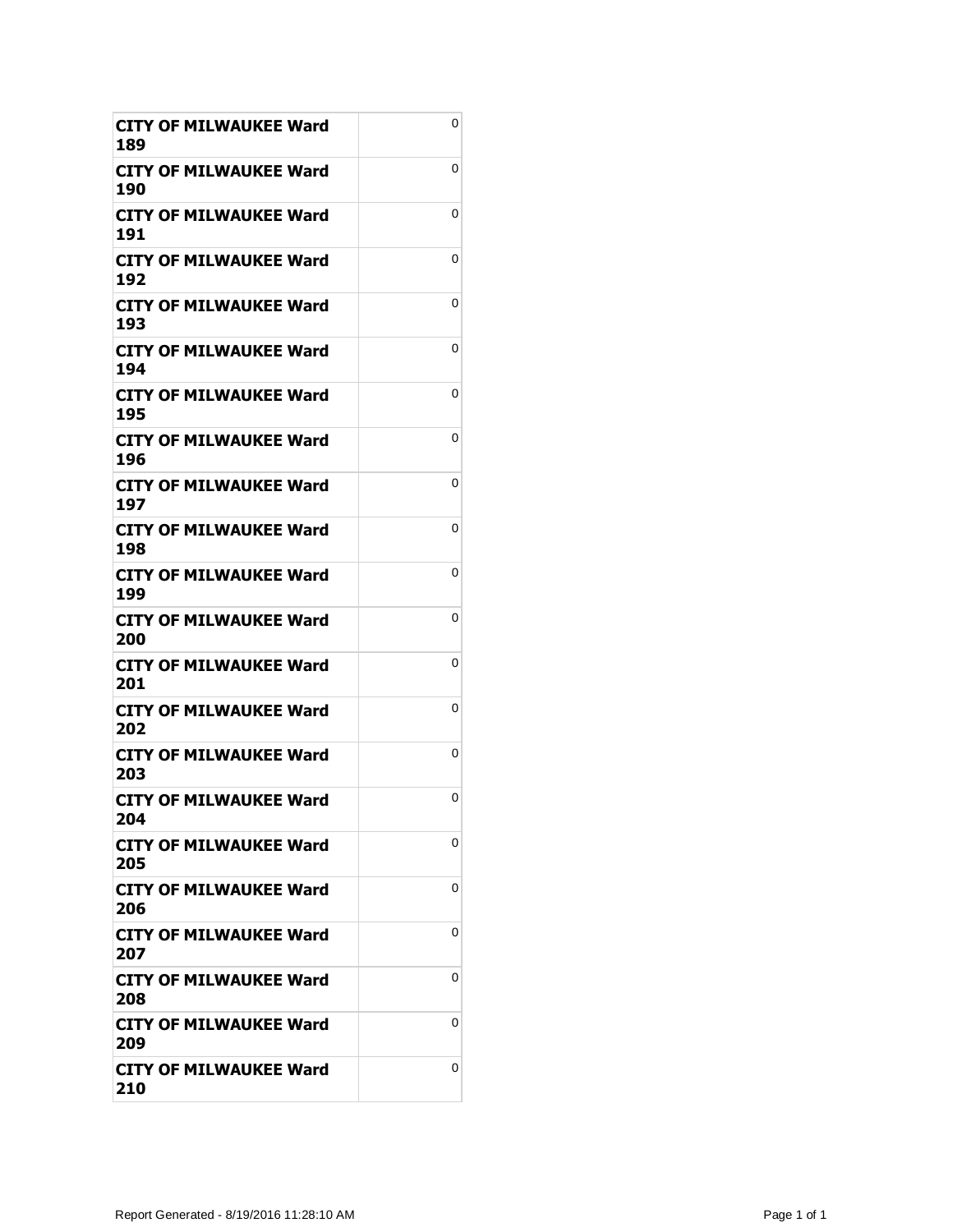| | |
|---|---|
| **CITY OF MILWAUKEE Ward 189** | 0 |
| **CITY OF MILWAUKEE Ward 190** | 0 |
| **CITY OF MILWAUKEE Ward 191** | 0 |
| **CITY OF MILWAUKEE Ward 192** | 0 |
| **CITY OF MILWAUKEE Ward 193** | 0 |
| **CITY OF MILWAUKEE Ward 194** | 0 |
| **CITY OF MILWAUKEE Ward 195** | 0 |
| **CITY OF MILWAUKEE Ward 196** | 0 |
| **CITY OF MILWAUKEE Ward 197** | 0 |
| **CITY OF MILWAUKEE Ward 198** | 0 |
| **CITY OF MILWAUKEE Ward 199** | 0 |
| **CITY OF MILWAUKEE Ward 200** | 0 |
| **CITY OF MILWAUKEE Ward 201** | 0 |
| **CITY OF MILWAUKEE Ward 202** | 0 |
| **CITY OF MILWAUKEE Ward 203** | 0 |
| **CITY OF MILWAUKEE Ward 204** | 0 |
| **CITY OF MILWAUKEE Ward 205** | 0 |
| **CITY OF MILWAUKEE Ward 206** | 0 |
| **CITY OF MILWAUKEE Ward 207** | 0 |
| **CITY OF MILWAUKEE Ward 208** | 0 |
| **CITY OF MILWAUKEE Ward 209** | 0 |
| **CITY OF MILWAUKEE Ward 210** | 0 |

Report Generated - 8/19/2016 11:28:10 AM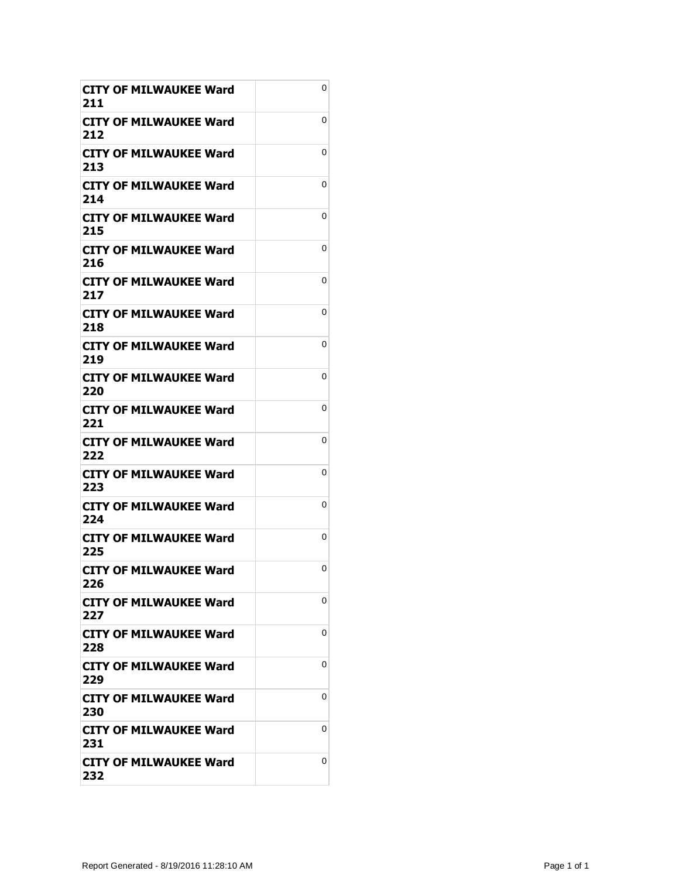| | |
|---|---|
| **CITY OF MILWAUKEE Ward 211** | 0 |
| **CITY OF MILWAUKEE Ward 212** | 0 |
| **CITY OF MILWAUKEE Ward 213** | 0 |
| **CITY OF MILWAUKEE Ward 214** | 0 |
| **CITY OF MILWAUKEE Ward 215** | 0 |
| **CITY OF MILWAUKEE Ward 216** | 0 |
| **CITY OF MILWAUKEE Ward 217** | 0 |
| **CITY OF MILWAUKEE Ward 218** | 0 |
| **CITY OF MILWAUKEE Ward 219** | 0 |
| **CITY OF MILWAUKEE Ward 220** | 0 |
| **CITY OF MILWAUKEE Ward 221** | 0 |
| **CITY OF MILWAUKEE Ward 222** | 0 |
| **CITY OF MILWAUKEE Ward 223** | 0 |
| **CITY OF MILWAUKEE Ward 224** | 0 |
| **CITY OF MILWAUKEE Ward 225** | 0 |
| **CITY OF MILWAUKEE Ward 226** | 0 |
| **CITY OF MILWAUKEE Ward 227** | 0 |
| **CITY OF MILWAUKEE Ward 228** | 0 |
| **CITY OF MILWAUKEE Ward 229** | 0 |
| **CITY OF MILWAUKEE Ward 230** | 0 |
| **CITY OF MILWAUKEE Ward 231** | 0 |
| **CITY OF MILWAUKEE Ward 232** | 0 |

Report Generated - 8/19/2016 11:28:10 AM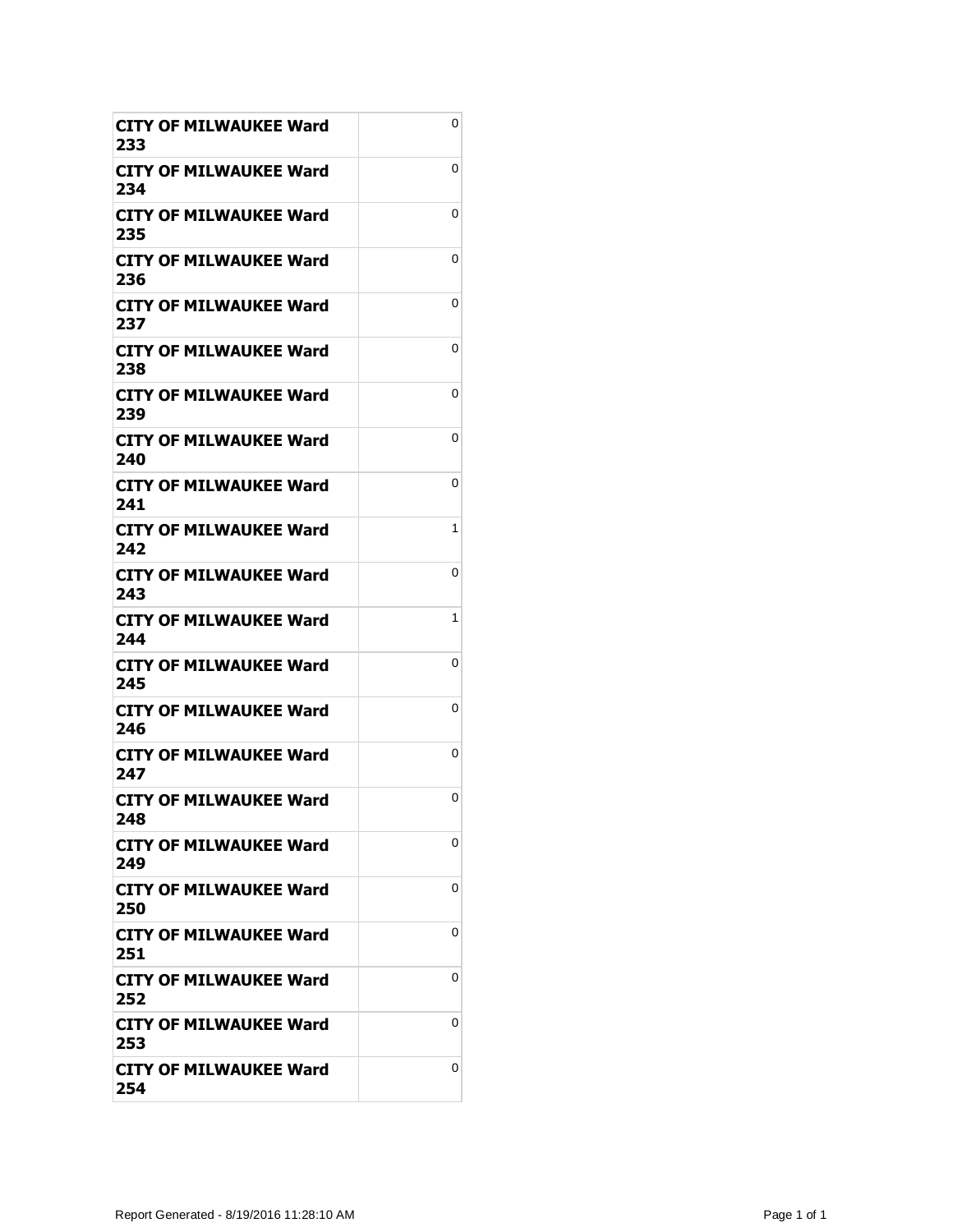| | |
|---|---|
| **CITY OF MILWAUKEE Ward 233** | 0 |
| **CITY OF MILWAUKEE Ward 234** | 0 |
| **CITY OF MILWAUKEE Ward 235** | 0 |
| **CITY OF MILWAUKEE Ward 236** | 0 |
| **CITY OF MILWAUKEE Ward 237** | 0 |
| **CITY OF MILWAUKEE Ward 238** | 0 |
| **CITY OF MILWAUKEE Ward 239** | 0 |
| **CITY OF MILWAUKEE Ward 240** | 0 |
| **CITY OF MILWAUKEE Ward 241** | 0 |
| **CITY OF MILWAUKEE Ward 242** | 1 |
| **CITY OF MILWAUKEE Ward 243** | 0 |
| **CITY OF MILWAUKEE Ward 244** | 1 |
| **CITY OF MILWAUKEE Ward 245** | 0 |
| **CITY OF MILWAUKEE Ward 246** | 0 |
| **CITY OF MILWAUKEE Ward 247** | 0 |
| **CITY OF MILWAUKEE Ward 248** | 0 |
| **CITY OF MILWAUKEE Ward 249** | 0 |
| **CITY OF MILWAUKEE Ward 250** | 0 |
| **CITY OF MILWAUKEE Ward 251** | 0 |
| **CITY OF MILWAUKEE Ward 252** | 0 |
| **CITY OF MILWAUKEE Ward 253** | 0 |
| **CITY OF MILWAUKEE Ward 254** | 0 |

Report Generated - 8/19/2016 11:28:10 AM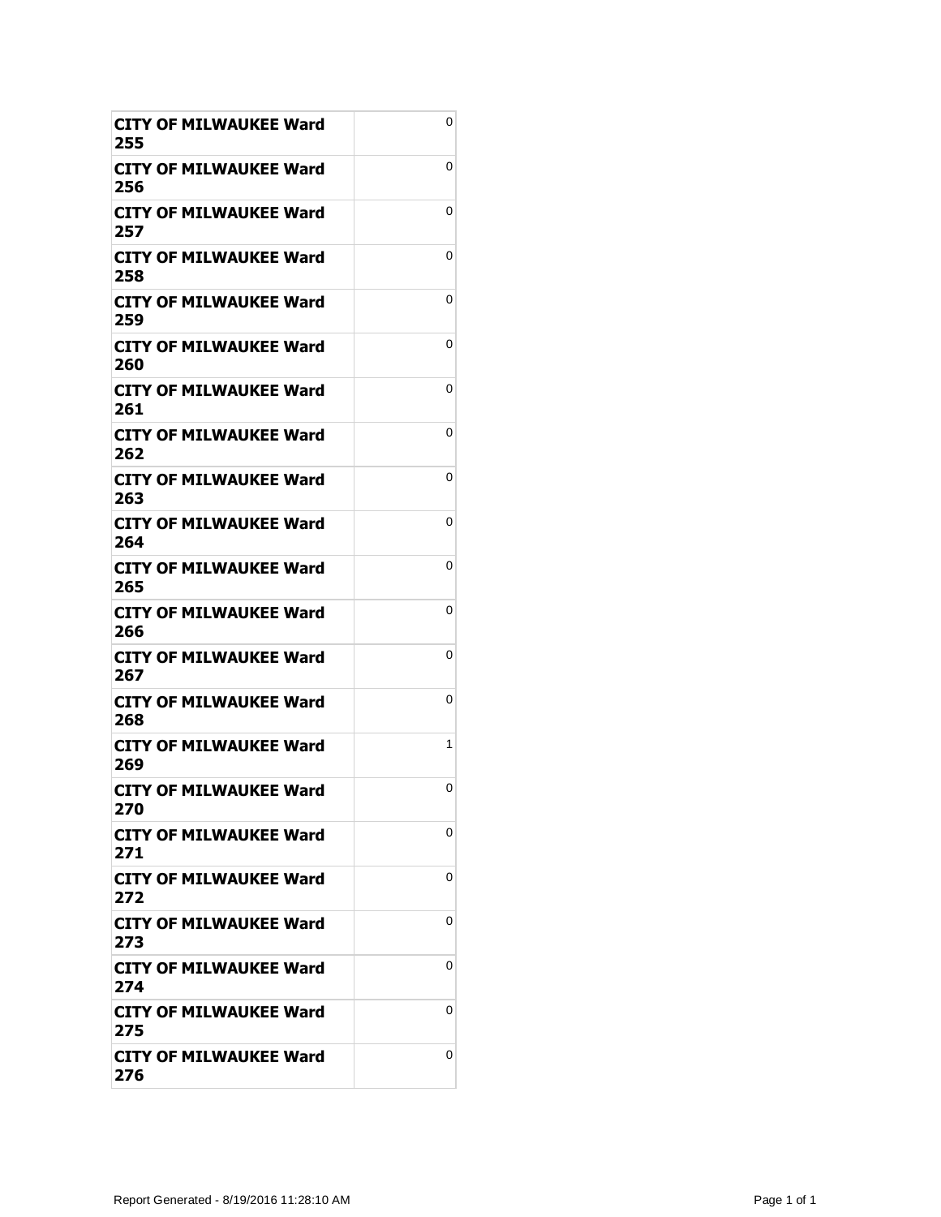| | |
|---|---|
| **CITY OF MILWAUKEE Ward 255** | 0 |
| **CITY OF MILWAUKEE Ward 256** | 0 |
| **CITY OF MILWAUKEE Ward 257** | 0 |
| **CITY OF MILWAUKEE Ward 258** | 0 |
| **CITY OF MILWAUKEE Ward 259** | 0 |
| **CITY OF MILWAUKEE Ward 260** | 0 |
| **CITY OF MILWAUKEE Ward 261** | 0 |
| **CITY OF MILWAUKEE Ward 262** | 0 |
| **CITY OF MILWAUKEE Ward 263** | 0 |
| **CITY OF MILWAUKEE Ward 264** | 0 |
| **CITY OF MILWAUKEE Ward 265** | 0 |
| **CITY OF MILWAUKEE Ward 266** | 0 |
| **CITY OF MILWAUKEE Ward 267** | 0 |
| **CITY OF MILWAUKEE Ward 268** | 0 |
| **CITY OF MILWAUKEE Ward 269** | 1 |
| **CITY OF MILWAUKEE Ward 270** | 0 |
| **CITY OF MILWAUKEE Ward 271** | 0 |
| **CITY OF MILWAUKEE Ward 272** | 0 |
| **CITY OF MILWAUKEE Ward 273** | 0 |
| **CITY OF MILWAUKEE Ward 274** | 0 |
| **CITY OF MILWAUKEE Ward 275** | 0 |
| **CITY OF MILWAUKEE Ward 276** | 0 |

Report Generated - 8/19/2016 11:28:10 AM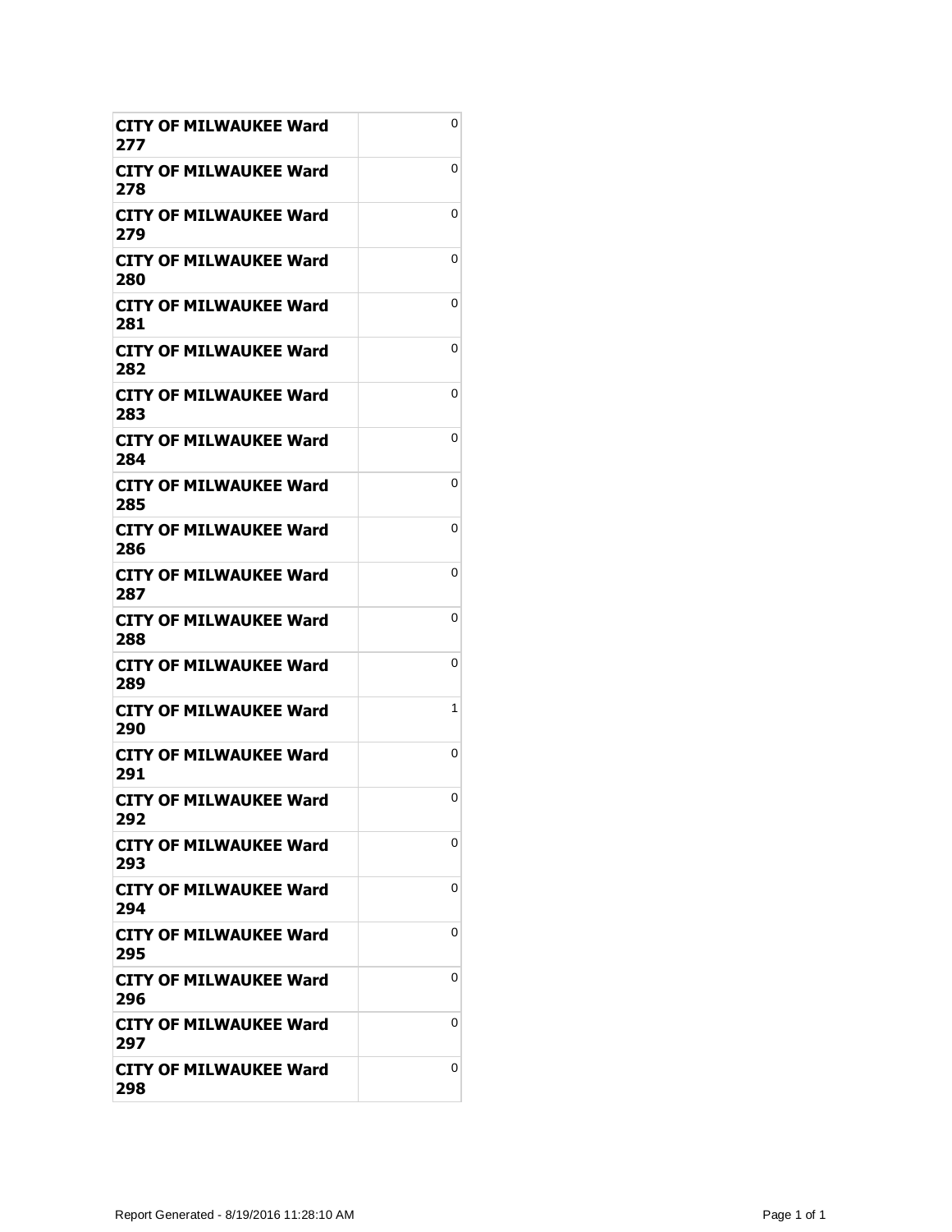| | |
|---|---|
| **CITY OF MILWAUKEE Ward 277** | 0 |
| **CITY OF MILWAUKEE Ward 278** | 0 |
| **CITY OF MILWAUKEE Ward 279** | 0 |
| **CITY OF MILWAUKEE Ward 280** | 0 |
| **CITY OF MILWAUKEE Ward 281** | 0 |
| **CITY OF MILWAUKEE Ward 282** | 0 |
| **CITY OF MILWAUKEE Ward 283** | 0 |
| **CITY OF MILWAUKEE Ward 284** | 0 |
| **CITY OF MILWAUKEE Ward 285** | 0 |
| **CITY OF MILWAUKEE Ward 286** | 0 |
| **CITY OF MILWAUKEE Ward 287** | 0 |
| **CITY OF MILWAUKEE Ward 288** | 0 |
| **CITY OF MILWAUKEE Ward 289** | 0 |
| **CITY OF MILWAUKEE Ward 290** | 1 |
| **CITY OF MILWAUKEE Ward 291** | 0 |
| **CITY OF MILWAUKEE Ward 292** | 0 |
| **CITY OF MILWAUKEE Ward 293** | 0 |
| **CITY OF MILWAUKEE Ward 294** | 0 |
| **CITY OF MILWAUKEE Ward 295** | 0 |
| **CITY OF MILWAUKEE Ward 296** | 0 |
| **CITY OF MILWAUKEE Ward 297** | 0 |
| **CITY OF MILWAUKEE Ward 298** | 0 |

Report Generated - 8/19/2016 11:28:10 AM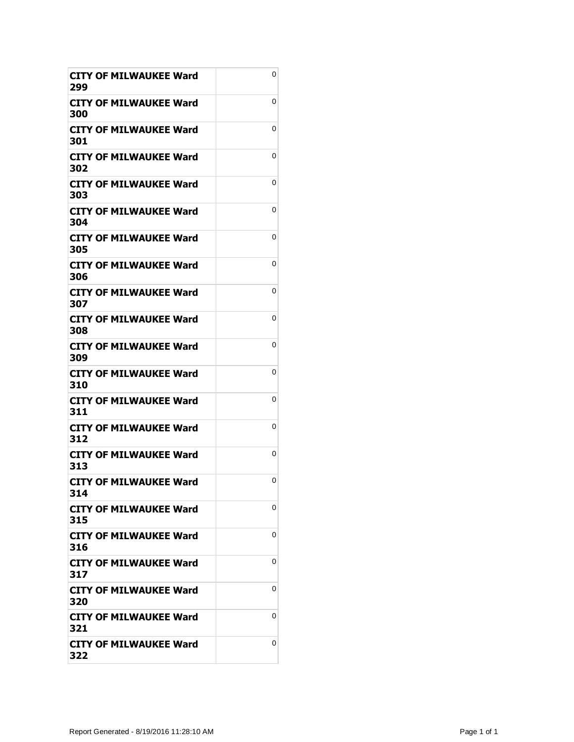| | |
|---|---|
| **CITY OF MILWAUKEE Ward 299** | 0 |
| **CITY OF MILWAUKEE Ward 300** | 0 |
| **CITY OF MILWAUKEE Ward 301** | 0 |
| **CITY OF MILWAUKEE Ward 302** | 0 |
| **CITY OF MILWAUKEE Ward 303** | 0 |
| **CITY OF MILWAUKEE Ward 304** | 0 |
| **CITY OF MILWAUKEE Ward 305** | 0 |
| **CITY OF MILWAUKEE Ward 306** | 0 |
| **CITY OF MILWAUKEE Ward 307** | 0 |
| **CITY OF MILWAUKEE Ward 308** | 0 |
| **CITY OF MILWAUKEE Ward 309** | 0 |
| **CITY OF MILWAUKEE Ward 310** | 0 |
| **CITY OF MILWAUKEE Ward 311** | 0 |
| **CITY OF MILWAUKEE Ward 312** | 0 |
| **CITY OF MILWAUKEE Ward 313** | 0 |
| **CITY OF MILWAUKEE Ward 314** | 0 |
| **CITY OF MILWAUKEE Ward 315** | 0 |
| **CITY OF MILWAUKEE Ward 316** | 0 |
| **CITY OF MILWAUKEE Ward 317** | 0 |
| **CITY OF MILWAUKEE Ward 320** | 0 |
| **CITY OF MILWAUKEE Ward 321** | 0 |
| **CITY OF MILWAUKEE Ward 322** | 0 |

Report Generated - 8/19/2016 11:28:10 AM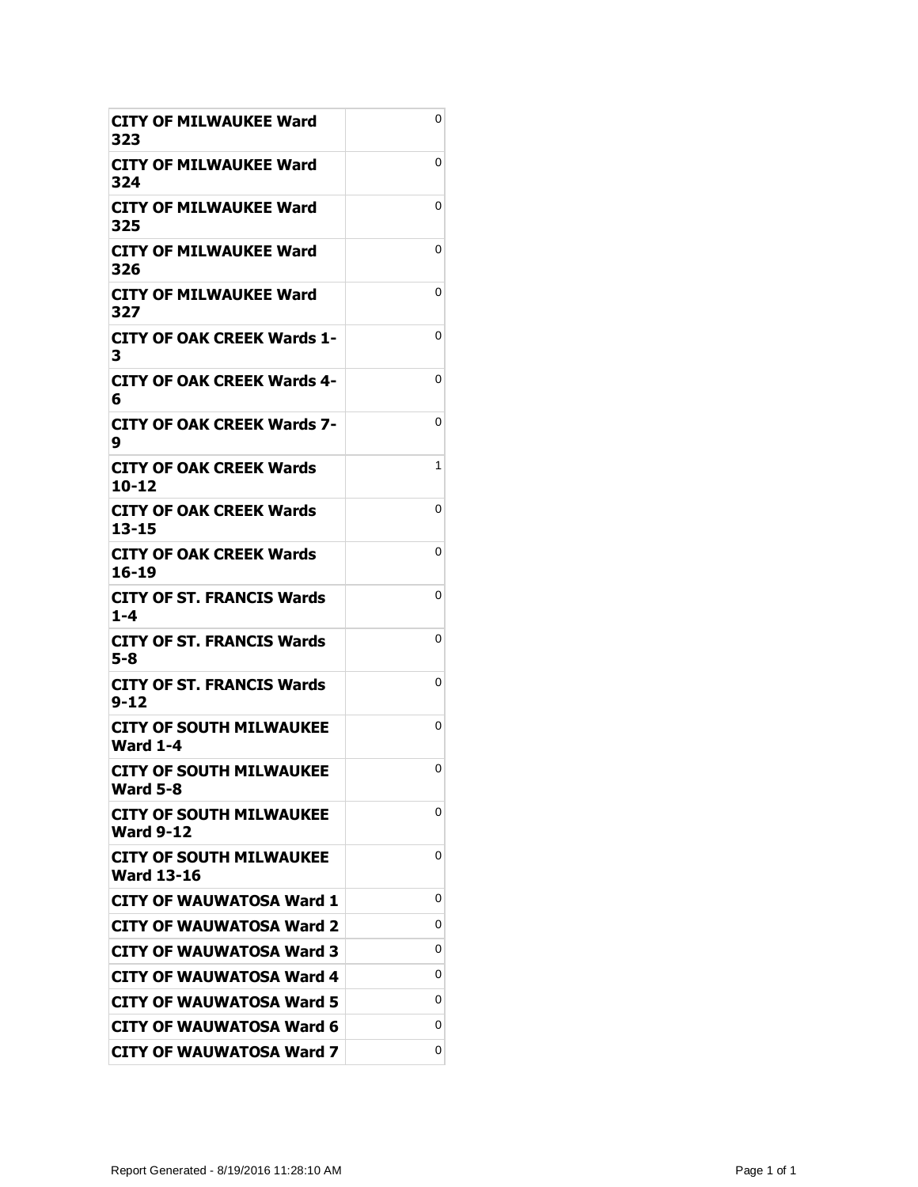| | |
|---|---|
| **CITY OF MILWAUKEE Ward 323** | 0 |
| **CITY OF MILWAUKEE Ward 324** | 0 |
| **CITY OF MILWAUKEE Ward 325** | 0 |
| **CITY OF MILWAUKEE Ward 326** | 0 |
| **CITY OF MILWAUKEE Ward 327** | 0 |
| **CITY OF OAK CREEK Wards 1-3** | 0 |
| **CITY OF OAK CREEK Wards 4-6** | 0 |
| **CITY OF OAK CREEK Wards 7-9** | 0 |
| **CITY OF OAK CREEK Wards 10-12** | 1 |
| **CITY OF OAK CREEK Wards 13-15** | 0 |
| **CITY OF OAK CREEK Wards 16-19** | 0 |
| **CITY OF ST. FRANCIS Wards 1-4** | 0 |
| **CITY OF ST. FRANCIS Wards 5-8** | 0 |
| **CITY OF ST. FRANCIS Wards 9-12** | 0 |
| **CITY OF SOUTH MILWAUKEE Ward 1-4** | 0 |
| **CITY OF SOUTH MILWAUKEE Ward 5-8** | 0 |
| **CITY OF SOUTH MILWAUKEE Ward 9-12** | 0 |
| **CITY OF SOUTH MILWAUKEE Ward 13-16** | 0 |
| **CITY OF WAUWATOSA Ward 1** | 0 |
| **CITY OF WAUWATOSA Ward 2** | 0 |
| **CITY OF WAUWATOSA Ward 3** | 0 |
| **CITY OF WAUWATOSA Ward 4** | 0 |
| **CITY OF WAUWATOSA Ward 5** | 0 |
| **CITY OF WAUWATOSA Ward 6** | 0 |
| **CITY OF WAUWATOSA Ward 7** | 0 |

Report Generated - 8/19/2016 11:28:10 AM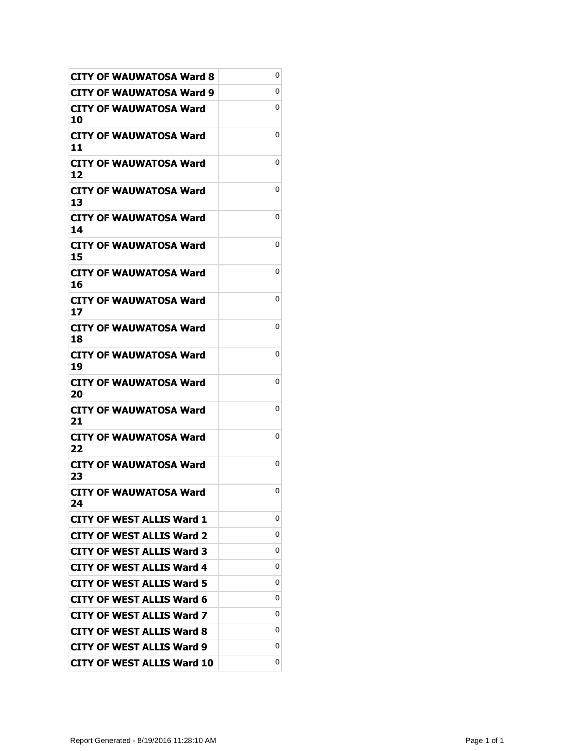| CITY OF WAUWATOSA Ward 8 | 0 |
|---|---|
| CITY OF WAUWATOSA Ward 9 | 0 |
| CITY OF WAUWATOSA Ward 10 | 0 |
| CITY OF WAUWATOSA Ward 11 | 0 |
| CITY OF WAUWATOSA Ward 12 | 0 |
| CITY OF WAUWATOSA Ward 13 | 0 |
| CITY OF WAUWATOSA Ward 14 | 0 |
| CITY OF WAUWATOSA Ward 15 | 0 |
| CITY OF WAUWATOSA Ward 16 | 0 |
| CITY OF WAUWATOSA Ward 17 | 0 |
| CITY OF WAUWATOSA Ward 18 | 0 |
| CITY OF WAUWATOSA Ward 19 | 0 |
| CITY OF WAUWATOSA Ward 20 | 0 |
| CITY OF WAUWATOSA Ward 21 | 0 |
| CITY OF WAUWATOSA Ward 22 | 0 |
| CITY OF WAUWATOSA Ward 23 | 0 |
| CITY OF WAUWATOSA Ward 24 | 0 |
| CITY OF WEST ALLIS Ward 1 | 0 |
| CITY OF WEST ALLIS Ward 2 | 0 |
| CITY OF WEST ALLIS Ward 3 | 0 |
| CITY OF WEST ALLIS Ward 4 | 0 |
| CITY OF WEST ALLIS Ward 5 | 0 |
| CITY OF WEST ALLIS Ward 6 | 0 |
| CITY OF WEST ALLIS Ward 7 | 0 |
| CITY OF WEST ALLIS Ward 8 | 0 |
| CITY OF WEST ALLIS Ward 9 | 0 |
| CITY OF WEST ALLIS Ward 10 | 0 |

Report Generated - 8/19/2016 11:28:10 AM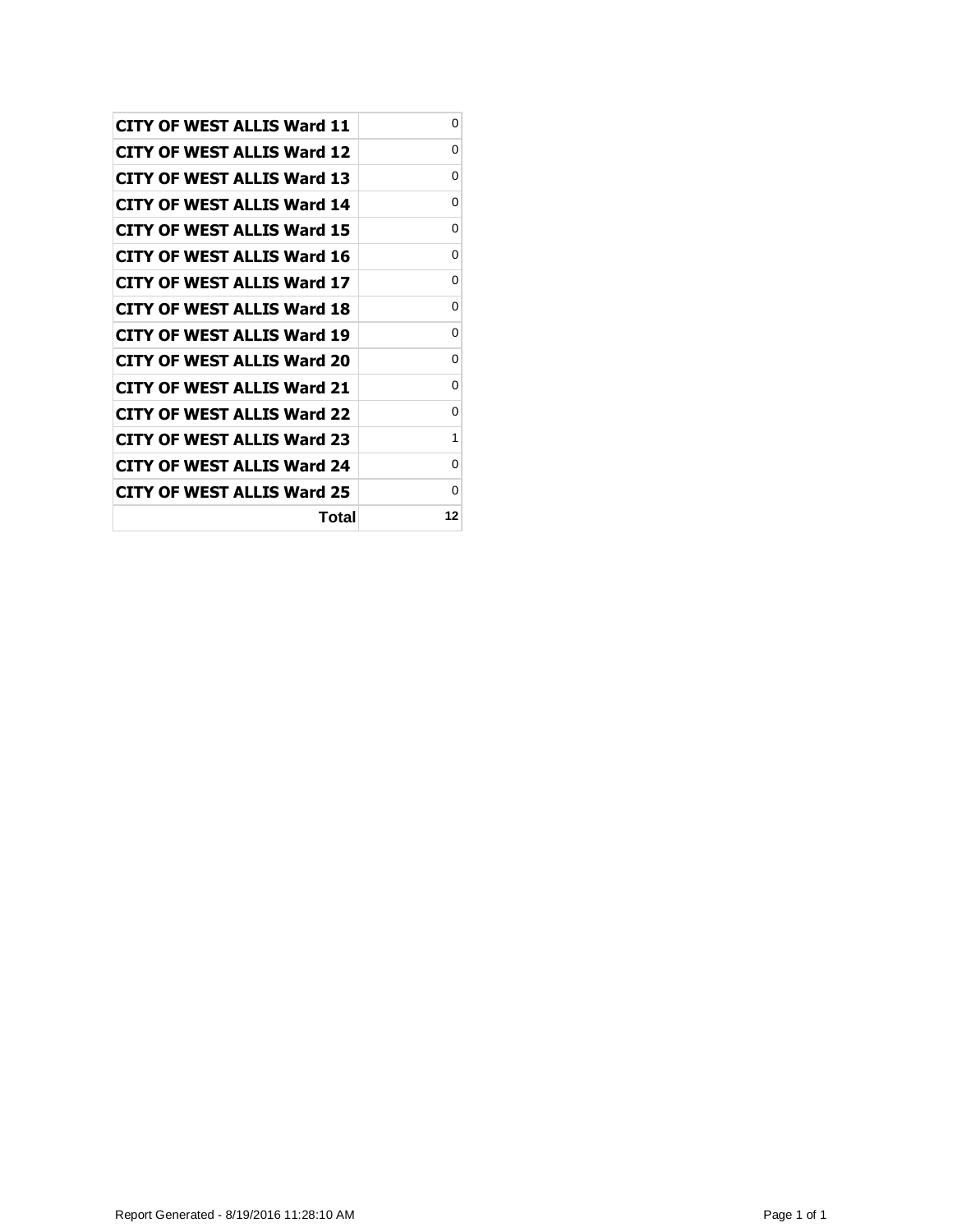| | |
|---|---|
| **CITY OF WEST ALLIS Ward 11** | 0 |
| **CITY OF WEST ALLIS Ward 12** | 0 |
| **CITY OF WEST ALLIS Ward 13** | 0 |
| **CITY OF WEST ALLIS Ward 14** | 0 |
| **CITY OF WEST ALLIS Ward 15** | 0 |
| **CITY OF WEST ALLIS Ward 16** | 0 |
| **CITY OF WEST ALLIS Ward 17** | 0 |
| **CITY OF WEST ALLIS Ward 18** | 0 |
| **CITY OF WEST ALLIS Ward 19** | 0 |
| **CITY OF WEST ALLIS Ward 20** | 0 |
| **CITY OF WEST ALLIS Ward 21** | 0 |
| **CITY OF WEST ALLIS Ward 22** | 0 |
| **CITY OF WEST ALLIS Ward 23** | 1 |
| **CITY OF WEST ALLIS Ward 24** | 0 |
| **CITY OF WEST ALLIS Ward 25** | 0 |
| **Total** | **12** |

Report Generated - 8/19/2016 11:28:10 AM